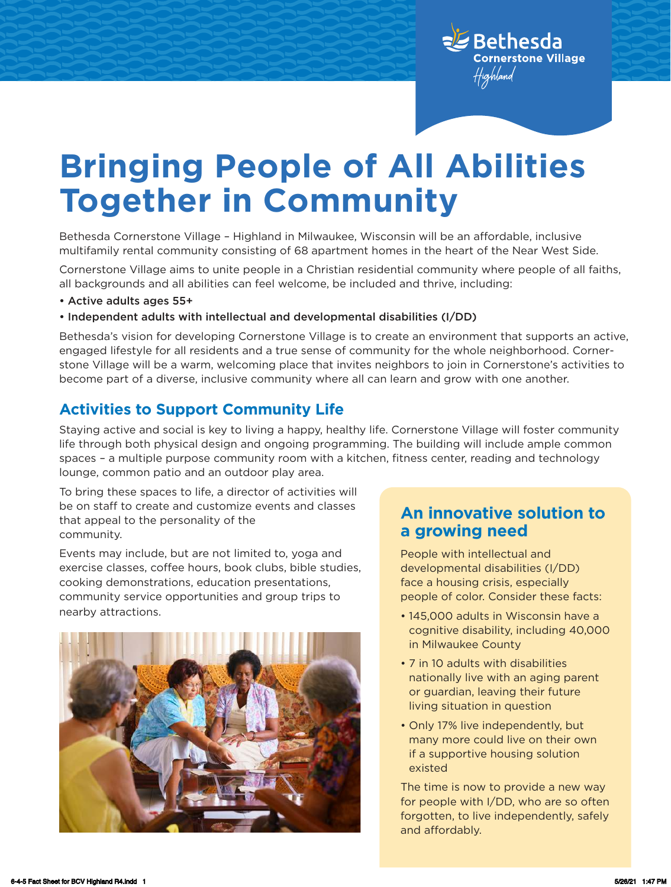Bethesda Cornerstone Village *Highland*

# Bringing People of All Abilities Together in Community

Bethesda Cornerstone Village – Highland in Milwaukee, Wisconsin will be an affordable, inclusive multifamily rental community consisting of 68 apartment homes in the heart of the Near West Side.

Cornerstone Village aims to unite people in a Christian residential community where people of all faiths, all backgrounds and all abilities can feel welcome, be included and thrive, including:

- **Active adults ages 55+**
- **Independent adults with intellectual and developmental disabilities (I/DD)**

Bethesda's vision for developing Cornerstone Village is to create an environment that supports an active, engaged lifestyle for all residents and a true sense of community for the whole neighborhood. Cornerstone Village will be a warm, welcoming place that invites neighbors to join in Cornerstone's activities to become part of a diverse, inclusive community where all can learn and grow with one another.

## Activities to Support Community Life

Staying active and social is key to living a happy, healthy life. Cornerstone Village will foster community life through both physical design and ongoing programming. The building will include ample common spaces – a multiple purpose community room with a kitchen, fitness center, reading and technology lounge, common patio and an outdoor play area.

To bring these spaces to life, a director of activities will be on staff to create and customize events and classes that appeal to the personality of the community.

Events may include, but are not limited to, yoga and exercise classes, coffee hours, book clubs, bible studies, cooking demonstrations, education presentations, community service opportunities and group trips to nearby attractions.

## An innovative solution to a growing need

People with intellectual and developmental disabilities (I/DD) face a housing crisis, especially people of color. Consider these facts:

- 145,000 adults in Wisconsin have a cognitive disability, including 40,000 in Milwaukee County
- 7 in 10 adults with disabilities nationally live with an aging parent or guardian, leaving their future living situation in question
- Only 17% live independently, but many more could live on their own if a supportive housing solution existed

The time is now to provide a new way for people with I/DD, who are so often forgotten, to live independently, safely and affordably.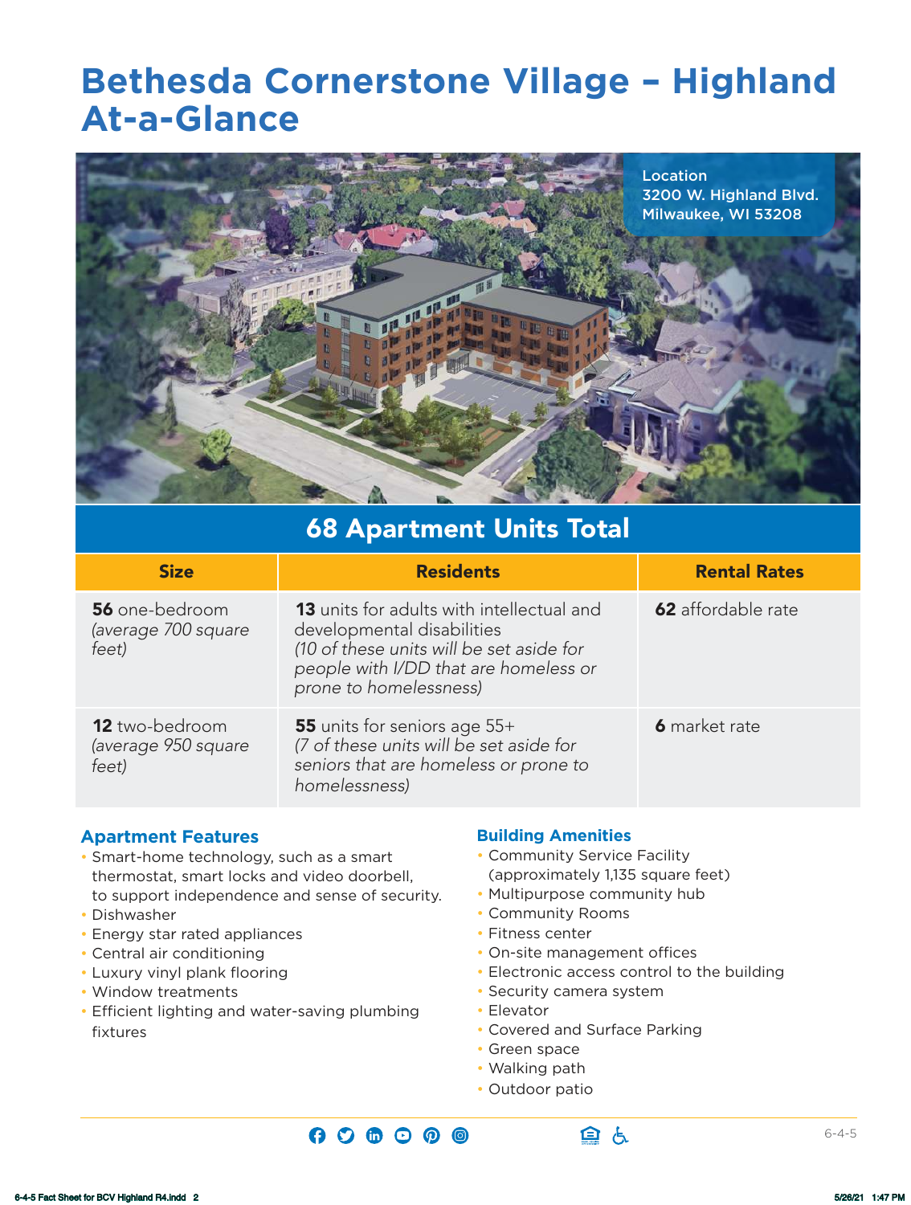# Bethesda Cornerstone Village – Highland At-a-Glance

Location
3200 W. Highland Blvd.
Milwaukee, WI 53208

## 68 Apartment Units Total

| Size | Residents | Rental Rates |
|---|---|---|
| **56** one-bedroom *(average 700 square feet)* | **13** units for adults with intellectual and developmental disabilities *(10 of these units will be set aside for people with I/DD that are homeless or prone to homelessness)* | **62** affordable rate |
| **12** two-bedroom *(average 950 square feet)* | **55** units for seniors age 55+ *(7 of these units will be set aside for seniors that are homeless or prone to homelessness)* | **6** market rate |

### Apartment Features

- Smart-home technology, such as a smart thermostat, smart locks and video doorbell, to support independence and sense of security.
- Dishwasher
- Energy star rated appliances
- Central air conditioning
- Luxury vinyl plank flooring
- Window treatments
- Efficient lighting and water-saving plumbing fixtures

### Building Amenities

- Community Service Facility (approximately 1,135 square feet)
- Multipurpose community hub
- Community Rooms
- Fitness center
- On-site management offices
- Electronic access control to the building
- Security camera system
- Elevator
- Covered and Surface Parking
- Green space
- Walking path
- Outdoor patio

6-4-5